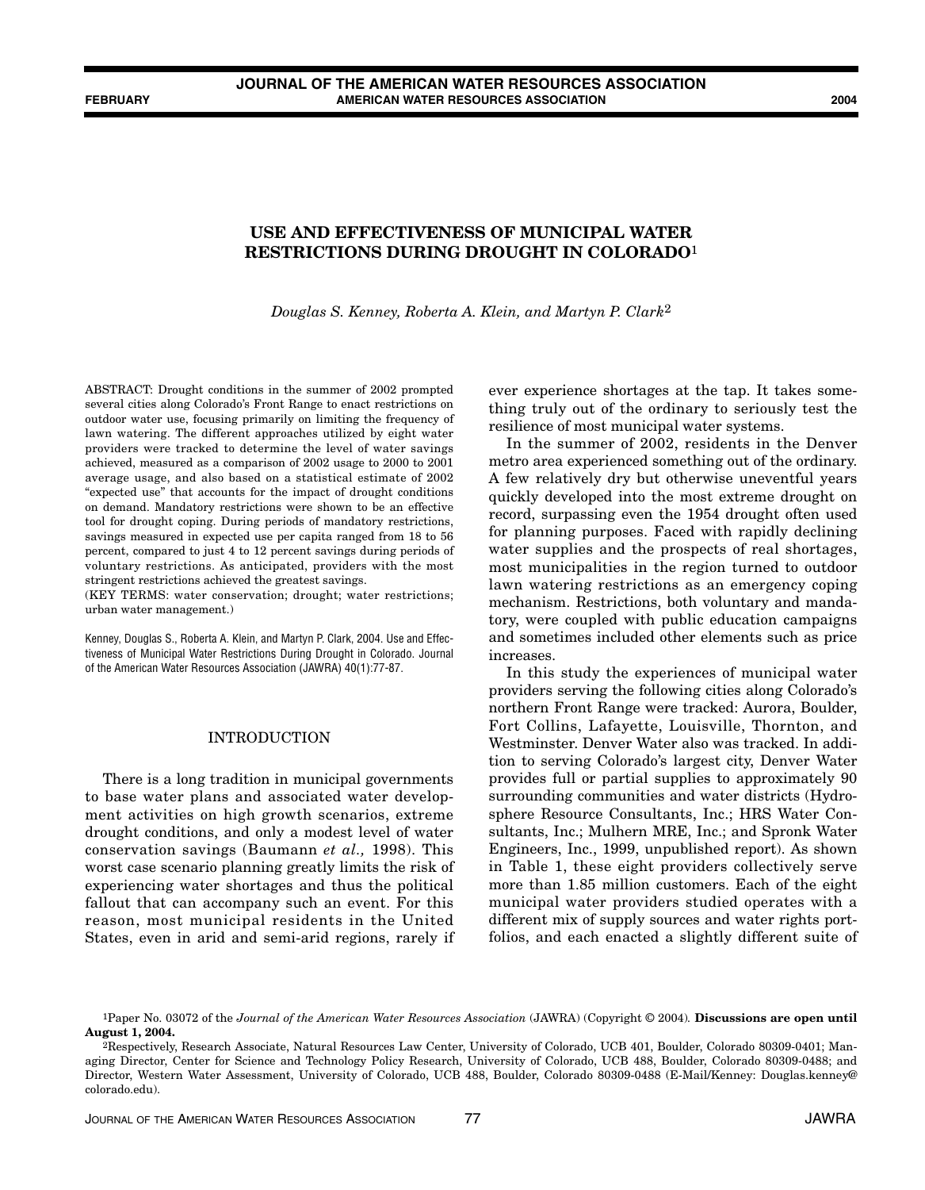# USE AND EFFECTIVENESS OF MUNICIPAL WATER RESTRICTIONS DURING DROUGHT IN COLORADO[1]

*Douglas S. Kenney, Roberta A. Klein, and Martyn P. Clark*[2]

ABSTRACT: Drought conditions in the summer of 2002 prompted several cities along Colorado's Front Range to enact restrictions on outdoor water use, focusing primarily on limiting the frequency of lawn watering. The different approaches utilized by eight water providers were tracked to determine the level of water savings achieved, measured as a comparison of 2002 usage to 2000 to 2001 average usage, and also based on a statistical estimate of 2002 "expected use" that accounts for the impact of drought conditions on demand. Mandatory restrictions were shown to be an effective tool for drought coping. During periods of mandatory restrictions, savings measured in expected use per capita ranged from 18 to 56 percent, compared to just 4 to 12 percent savings during periods of voluntary restrictions. As anticipated, providers with the most stringent restrictions achieved the greatest savings.

(KEY TERMS: water conservation; drought; water restrictions; urban water management.)

Kenney, Douglas S., Roberta A. Klein, and Martyn P. Clark, 2004. Use and Effectiveness of Municipal Water Restrictions During Drought in Colorado. Journal of the American Water Resources Association (JAWRA) 40(1):77-87.

## INTRODUCTION

There is a long tradition in municipal governments to base water plans and associated water development activities on high growth scenarios, extreme drought conditions, and only a modest level of water conservation savings (Baumann *et al.,* 1998). This worst case scenario planning greatly limits the risk of experiencing water shortages and thus the political fallout that can accompany such an event. For this reason, most municipal residents in the United States, even in arid and semi-arid regions, rarely if ever experience shortages at the tap. It takes something truly out of the ordinary to seriously test the resilience of most municipal water systems.

In the summer of 2002, residents in the Denver metro area experienced something out of the ordinary. A few relatively dry but otherwise uneventful years quickly developed into the most extreme drought on record, surpassing even the 1954 drought often used for planning purposes. Faced with rapidly declining water supplies and the prospects of real shortages, most municipalities in the region turned to outdoor lawn watering restrictions as an emergency coping mechanism. Restrictions, both voluntary and mandatory, were coupled with public education campaigns and sometimes included other elements such as price increases.

In this study the experiences of municipal water providers serving the following cities along Colorado's northern Front Range were tracked: Aurora, Boulder, Fort Collins, Lafayette, Louisville, Thornton, and Westminster. Denver Water also was tracked. In addition to serving Colorado's largest city, Denver Water provides full or partial supplies to approximately 90 surrounding communities and water districts (Hydrosphere Resource Consultants, Inc.; HRS Water Consultants, Inc.; Mulhern MRE, Inc.; and Spronk Water Engineers, Inc., 1999, unpublished report). As shown in Table 1, these eight providers collectively serve more than 1.85 million customers. Each of the eight municipal water providers studied operates with a different mix of supply sources and water rights portfolios, and each enacted a slightly different suite of

---

[1]Paper No. 03072 of the *Journal of the American Water Resources Association* (JAWRA) (Copyright © 2004). **Discussions are open until August 1, 2004.**

[2]Respectively, Research Associate, Natural Resources Law Center, University of Colorado, UCB 401, Boulder, Colorado 80309-0401; Managing Director, Center for Science and Technology Policy Research, University of Colorado, UCB 488, Boulder, Colorado 80309-0488; and Director, Western Water Assessment, University of Colorado, UCB 488, Boulder, Colorado 80309-0488 (E-Mail/Kenney: Douglas.kenney@colorado.edu).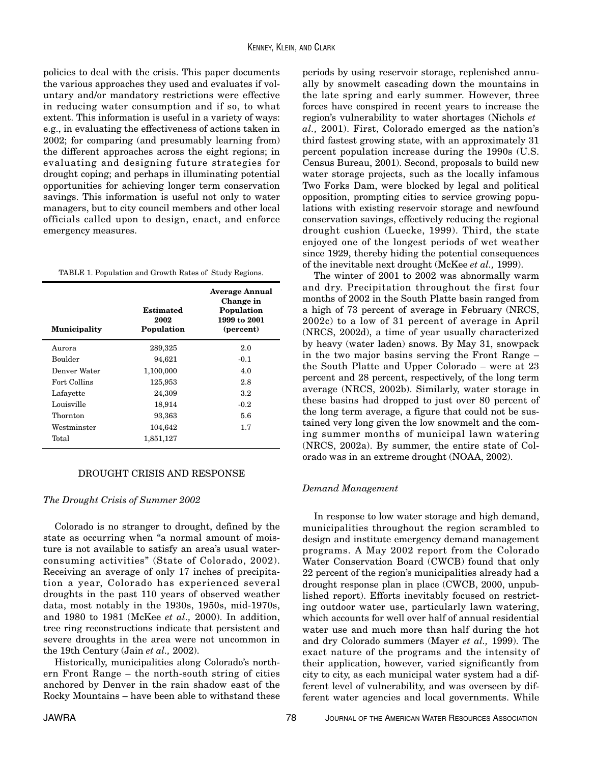policies to deal with the crisis. This paper documents the various approaches they used and evaluates if voluntary and/or mandatory restrictions were effective in reducing water consumption and if so, to what extent. This information is useful in a variety of ways: e.g., in evaluating the effectiveness of actions taken in 2002; for comparing (and presumably learning from) the different approaches across the eight regions; in evaluating and designing future strategies for drought coping; and perhaps in illuminating potential opportunities for achieving longer term conservation savings. This information is useful not only to water managers, but to city council members and other local officials called upon to design, enact, and enforce emergency measures.

TABLE 1. Population and Growth Rates of Study Regions.

| Municipality | Estimated 2002 Population | Average Annual Change in Population 1999 to 2001 (percent) |
|---|---|---|
| Aurora | 289,325 | 2.0 |
| Boulder | 94,621 | -0.1 |
| Denver Water | 1,100,000 | 4.0 |
| Fort Collins | 125,953 | 2.8 |
| Lafayette | 24,309 | 3.2 |
| Louisville | 18,914 | -0.2 |
| Thornton | 93,363 | 5.6 |
| Westminster | 104,642 | 1.7 |
| Total | 1,851,127 | |

## DROUGHT CRISIS AND RESPONSE

### *The Drought Crisis of Summer 2002*

Colorado is no stranger to drought, defined by the state as occurring when "a normal amount of moisture is not available to satisfy an area's usual water-consuming activities" (State of Colorado, 2002). Receiving an average of only 17 inches of precipitation a year, Colorado has experienced several droughts in the past 110 years of observed weather data, most notably in the 1930s, 1950s, mid-1970s, and 1980 to 1981 (McKee *et al.,* 2000). In addition, tree ring reconstructions indicate that persistent and severe droughts in the area were not uncommon in the 19th Century (Jain *et al.,* 2002).

Historically, municipalities along Colorado's northern Front Range – the north-south string of cities anchored by Denver in the rain shadow east of the Rocky Mountains – have been able to withstand these periods by using reservoir storage, replenished annually by snowmelt cascading down the mountains in the late spring and early summer. However, three forces have conspired in recent years to increase the region's vulnerability to water shortages (Nichols *et al.,* 2001). First, Colorado emerged as the nation's third fastest growing state, with an approximately 31 percent population increase during the 1990s (U.S. Census Bureau, 2001). Second, proposals to build new water storage projects, such as the locally infamous Two Forks Dam, were blocked by legal and political opposition, prompting cities to service growing populations with existing reservoir storage and newfound conservation savings, effectively reducing the regional drought cushion (Luecke, 1999). Third, the state enjoyed one of the longest periods of wet weather since 1929, thereby hiding the potential consequences of the inevitable next drought (McKee *et al.,* 1999).

The winter of 2001 to 2002 was abnormally warm and dry. Precipitation throughout the first four months of 2002 in the South Platte basin ranged from a high of 73 percent of average in February (NRCS, 2002c) to a low of 31 percent of average in April (NRCS, 2002d), a time of year usually characterized by heavy (water laden) snows. By May 31, snowpack in the two major basins serving the Front Range – the South Platte and Upper Colorado – were at 23 percent and 28 percent, respectively, of the long term average (NRCS, 2002b). Similarly, water storage in these basins had dropped to just over 80 percent of the long term average, a figure that could not be sustained very long given the low snowmelt and the coming summer months of municipal lawn watering (NRCS, 2002a). By summer, the entire state of Colorado was in an extreme drought (NOAA, 2002).

### *Demand Management*

In response to low water storage and high demand, municipalities throughout the region scrambled to design and institute emergency demand management programs. A May 2002 report from the Colorado Water Conservation Board (CWCB) found that only 22 percent of the region's municipalities already had a drought response plan in place (CWCB, 2000, unpublished report). Efforts inevitably focused on restricting outdoor water use, particularly lawn watering, which accounts for well over half of annual residential water use and much more than half during the hot and dry Colorado summers (Mayer *et al.,* 1999). The exact nature of the programs and the intensity of their application, however, varied significantly from city to city, as each municipal water system had a different level of vulnerability, and was overseen by different water agencies and local governments. While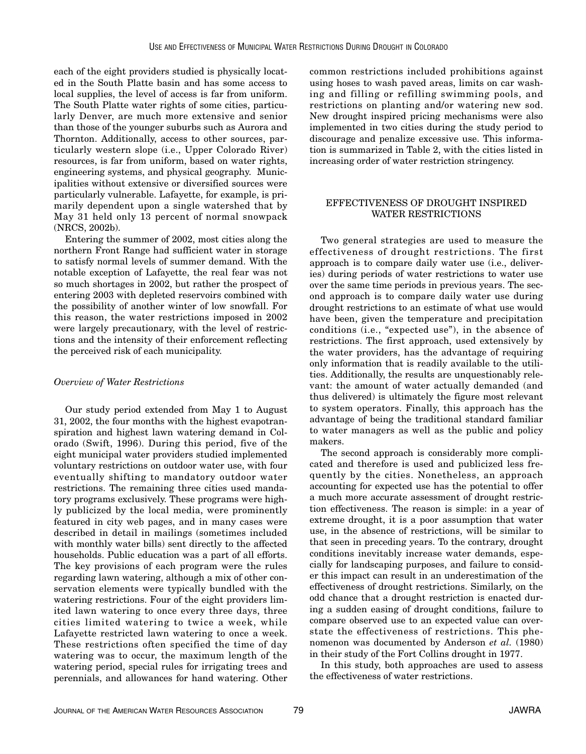each of the eight providers studied is physically located in the South Platte basin and has some access to local supplies, the level of access is far from uniform. The South Platte water rights of some cities, particularly Denver, are much more extensive and senior than those of the younger suburbs such as Aurora and Thornton. Additionally, access to other sources, particularly western slope (i.e., Upper Colorado River) resources, is far from uniform, based on water rights, engineering systems, and physical geography. Municipalities without extensive or diversified sources were particularly vulnerable. Lafayette, for example, is primarily dependent upon a single watershed that by May 31 held only 13 percent of normal snowpack (NRCS, 2002b).

Entering the summer of 2002, most cities along the northern Front Range had sufficient water in storage to satisfy normal levels of summer demand. With the notable exception of Lafayette, the real fear was not so much shortages in 2002, but rather the prospect of entering 2003 with depleted reservoirs combined with the possibility of another winter of low snowfall. For this reason, the water restrictions imposed in 2002 were largely precautionary, with the level of restrictions and the intensity of their enforcement reflecting the perceived risk of each municipality.

### *Overview of Water Restrictions*

Our study period extended from May 1 to August 31, 2002, the four months with the highest evapotranspiration and highest lawn watering demand in Colorado (Swift, 1996). During this period, five of the eight municipal water providers studied implemented voluntary restrictions on outdoor water use, with four eventually shifting to mandatory outdoor water restrictions. The remaining three cities used mandatory programs exclusively. These programs were highly publicized by the local media, were prominently featured in city web pages, and in many cases were described in detail in mailings (sometimes included with monthly water bills) sent directly to the affected households. Public education was a part of all efforts. The key provisions of each program were the rules regarding lawn watering, although a mix of other conservation elements were typically bundled with the watering restrictions. Four of the eight providers limited lawn watering to once every three days, three cities limited watering to twice a week, while Lafayette restricted lawn watering to once a week. These restrictions often specified the time of day watering was to occur, the maximum length of the watering period, special rules for irrigating trees and perennials, and allowances for hand watering. Other common restrictions included prohibitions against using hoses to wash paved areas, limits on car washing and filling or refilling swimming pools, and restrictions on planting and/or watering new sod. New drought inspired pricing mechanisms were also implemented in two cities during the study period to discourage and penalize excessive use. This information is summarized in Table 2, with the cities listed in increasing order of water restriction stringency.

## EFFECTIVENESS OF DROUGHT INSPIRED WATER RESTRICTIONS

Two general strategies are used to measure the effectiveness of drought restrictions. The first approach is to compare daily water use (i.e., deliveries) during periods of water restrictions to water use over the same time periods in previous years. The second approach is to compare daily water use during drought restrictions to an estimate of what use would have been, given the temperature and precipitation conditions (i.e., "expected use"), in the absence of restrictions. The first approach, used extensively by the water providers, has the advantage of requiring only information that is readily available to the utilities. Additionally, the results are unquestionably relevant: the amount of water actually demanded (and thus delivered) is ultimately the figure most relevant to system operators. Finally, this approach has the advantage of being the traditional standard familiar to water managers as well as the public and policy makers.

The second approach is considerably more complicated and therefore is used and publicized less frequently by the cities. Nonetheless, an approach accounting for expected use has the potential to offer a much more accurate assessment of drought restriction effectiveness. The reason is simple: in a year of extreme drought, it is a poor assumption that water use, in the absence of restrictions, will be similar to that seen in preceding years. To the contrary, drought conditions inevitably increase water demands, especially for landscaping purposes, and failure to consider this impact can result in an underestimation of the effectiveness of drought restrictions. Similarly, on the odd chance that a drought restriction is enacted during a sudden easing of drought conditions, failure to compare observed use to an expected value can overstate the effectiveness of restrictions. This phenomenon was documented by Anderson *et al.* (1980) in their study of the Fort Collins drought in 1977.

In this study, both approaches are used to assess the effectiveness of water restrictions.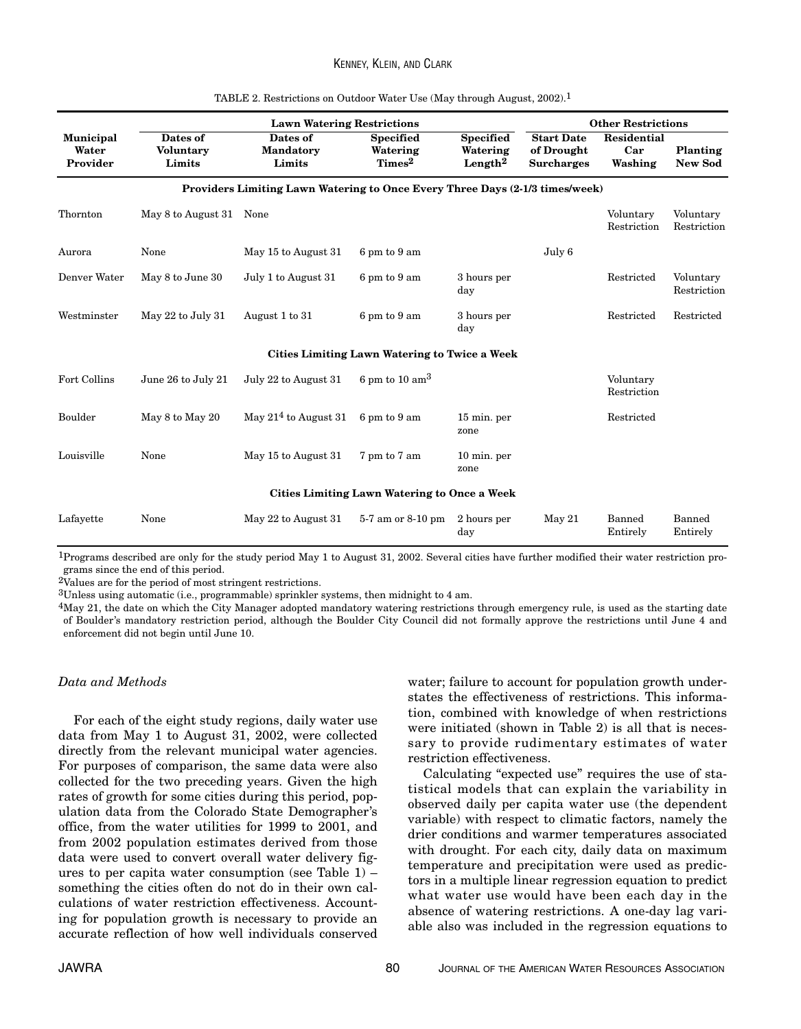TABLE 2. Restrictions on Outdoor Water Use (May through August, 2002).[1]

| Municipal Water Provider | Lawn Watering Restrictions | | | | Other Restrictions | | |
|---|---|---|---|---|---|---|---|
| | Dates of Voluntary Limits | Dates of Mandatory Limits | Specified Watering Times[2] | Specified Watering Length[2] | Start Date of Drought Surcharges | Residential Car Washing | Planting New Sod |
| **Providers Limiting Lawn Watering to Once Every Three Days (2-1/3 times/week)** | | | | | | | |
| Thornton | May 8 to August 31 | None | | | | Voluntary Restriction | Voluntary Restriction |
| Aurora | None | May 15 to August 31 | 6 pm to 9 am | | July 6 | | |
| Denver Water | May 8 to June 30 | July 1 to August 31 | 6 pm to 9 am | 3 hours per day | | Restricted | Voluntary Restriction |
| Westminster | May 22 to July 31 | August 1 to 31 | 6 pm to 9 am | 3 hours per day | | Restricted | Restricted |
| **Cities Limiting Lawn Watering to Twice a Week** | | | | | | | |
| Fort Collins | June 26 to July 21 | July 22 to August 31 | 6 pm to 10 am[3] | | | Voluntary Restriction | |
| Boulder | May 8 to May 20 | May 21[4] to August 31 | 6 pm to 9 am | 15 min. per zone | | Restricted | |
| Louisville | None | May 15 to August 31 | 7 pm to 7 am | 10 min. per zone | | | |
| **Cities Limiting Lawn Watering to Once a Week** | | | | | | | |
| Lafayette | None | May 22 to August 31 | 5-7 am or 8-10 pm | 2 hours per day | May 21 | Banned Entirely | Banned Entirely |

[1]Programs described are only for the study period May 1 to August 31, 2002. Several cities have further modified their water restriction programs since the end of this period.

[2]Values are for the period of most stringent restrictions.

[3]Unless using automatic (i.e., programmable) sprinkler systems, then midnight to 4 am.

[4]May 21, the date on which the City Manager adopted mandatory watering restrictions through emergency rule, is used as the starting date of Boulder's mandatory restriction period, although the Boulder City Council did not formally approve the restrictions until June 4 and enforcement did not begin until June 10.

### *Data and Methods*

For each of the eight study regions, daily water use data from May 1 to August 31, 2002, were collected directly from the relevant municipal water agencies. For purposes of comparison, the same data were also collected for the two preceding years. Given the high rates of growth for some cities during this period, population data from the Colorado State Demographer's office, from the water utilities for 1999 to 2001, and from 2002 population estimates derived from those data were used to convert overall water delivery figures to per capita water consumption (see Table 1) – something the cities often do not do in their own calculations of water restriction effectiveness. Accounting for population growth is necessary to provide an accurate reflection of how well individuals conserved water; failure to account for population growth understates the effectiveness of restrictions. This information, combined with knowledge of when restrictions were initiated (shown in Table 2) is all that is necessary to provide rudimentary estimates of water restriction effectiveness.

Calculating "expected use" requires the use of statistical models that can explain the variability in observed daily per capita water use (the dependent variable) with respect to climatic factors, namely the drier conditions and warmer temperatures associated with drought. For each city, daily data on maximum temperature and precipitation were used as predictors in a multiple linear regression equation to predict what water use would have been each day in the absence of watering restrictions. A one-day lag variable also was included in the regression equations to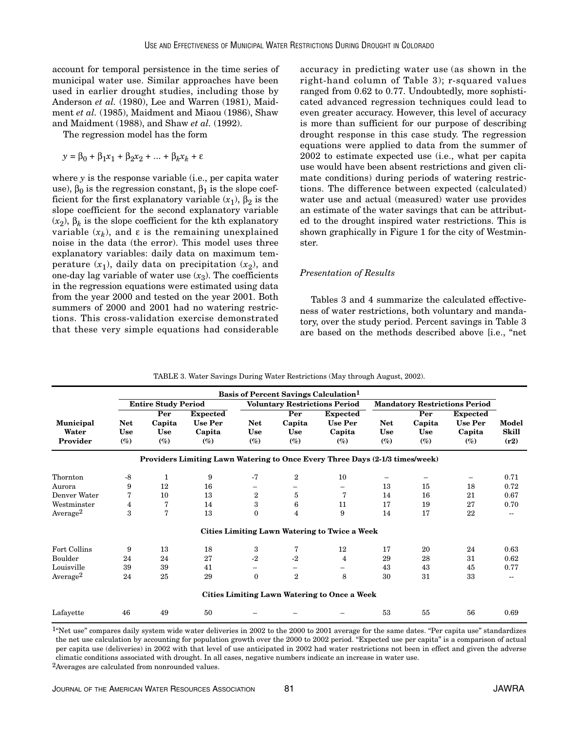account for temporal persistence in the time series of municipal water use. Similar approaches have been used in earlier drought studies, including those by Anderson *et al.* (1980), Lee and Warren (1981), Maidment *et al.* (1985), Maidment and Miaou (1986), Shaw and Maidment (1988), and Shaw *et al.* (1992).

The regression model has the form

$$y = \beta_0 + \beta_1 x_1 + \beta_2 x_2 + ... + \beta_k x_k + \varepsilon$$

where $y$ is the response variable (i.e., per capita water use), $\beta_0$ is the regression constant, $\beta_1$ is the slope coefficient for the first explanatory variable ($x_1$), $\beta_2$ is the slope coefficient for the second explanatory variable ($x_2$), $\beta_k$ is the slope coefficient for the kth explanatory variable ($x_k$), and $\varepsilon$ is the remaining unexplained noise in the data (the error). This model uses three explanatory variables: daily data on maximum temperature ($x_1$), daily data on precipitation ($x_2$), and one-day lag variable of water use ($x_3$). The coefficients in the regression equations were estimated using data from the year 2000 and tested on the year 2001. Both summers of 2000 and 2001 had no watering restrictions. This cross-validation exercise demonstrated that these very simple equations had considerable accuracy in predicting water use (as shown in the right-hand column of Table 3); r-squared values ranged from 0.62 to 0.77. Undoubtedly, more sophisticated advanced regression techniques could lead to even greater accuracy. However, this level of accuracy is more than sufficient for our purpose of describing drought response in this case study. The regression equations were applied to data from the summer of 2002 to estimate expected use (i.e., what per capita use would have been absent restrictions and given climate conditions) during periods of watering restrictions. The difference between expected (calculated) water use and actual (measured) water use provides an estimate of the water savings that can be attributed to the drought inspired water restrictions. This is shown graphically in Figure 1 for the city of Westminster.

*Presentation of Results*

Tables 3 and 4 summarize the calculated effectiveness of water restrictions, both voluntary and mandatory, over the study period. Percent savings in Table 3 are based on the methods described above [i.e., "net

TABLE 3. Water Savings During Water Restrictions (May through August, 2002).

| | Basis of Percent Savings Calculation[1] | | | | | | | | | |
|---|---|---|---|---|---|---|---|---|---|---|
| | Entire Study Period | | | Voluntary Restrictions Period | | | Mandatory Restrictions Period | | | |
| Municipal Water Provider | Net Use (%) | Per Capita Use (%) | Expected Use Per Capita (%) | Net Use (%) | Per Capita Use (%) | Expected Use Per Capita (%) | Net Use (%) | Per Capita Use (%) | Expected Use Per Capita (%) | Model Skill (r2) |
| **Providers Limiting Lawn Watering to Once Every Three Days (2-1/3 times/week)** | | | | | | | | | | |
| Thornton | -8 | 1 | 9 | -7 | 2 | 10 | – | – | – | 0.71 |
| Aurora | 9 | 12 | 16 | – | – | – | 13 | 15 | 18 | 0.72 |
| Denver Water | 7 | 10 | 13 | 2 | 5 | 7 | 14 | 16 | 21 | 0.67 |
| Westminster | 4 | 7 | 14 | 3 | 6 | 11 | 17 | 19 | 27 | 0.70 |
| Average[2] | 3 | 7 | 13 | 0 | 4 | 9 | 14 | 17 | 22 | -- |
| **Cities Limiting Lawn Watering to Twice a Week** | | | | | | | | | | |
| Fort Collins | 9 | 13 | 18 | 3 | 7 | 12 | 17 | 20 | 24 | 0.63 |
| Boulder | 24 | 24 | 27 | -2 | -2 | 4 | 29 | 28 | 31 | 0.62 |
| Louisville | 39 | 39 | 41 | – | – | – | 43 | 43 | 45 | 0.77 |
| Average[2] | 24 | 25 | 29 | 0 | 2 | 8 | 30 | 31 | 33 | -- |
| **Cities Limiting Lawn Watering to Once a Week** | | | | | | | | | | |
| Lafayette | 46 | 49 | 50 | – | – | – | 53 | 55 | 56 | 0.69 |

[1]"Net use" compares daily system wide water deliveries in 2002 to the 2000 to 2001 average for the same dates. "Per capita use" standardizes the net use calculation by accounting for population growth over the 2000 to 2002 period. "Expected use per capita" is a comparison of actual per capita use (deliveries) in 2002 with that level of use anticipated in 2002 had water restrictions not been in effect and given the adverse climatic conditions associated with drought. In all cases, negative numbers indicate an increase in water use.

[2]Averages are calculated from nonrounded values.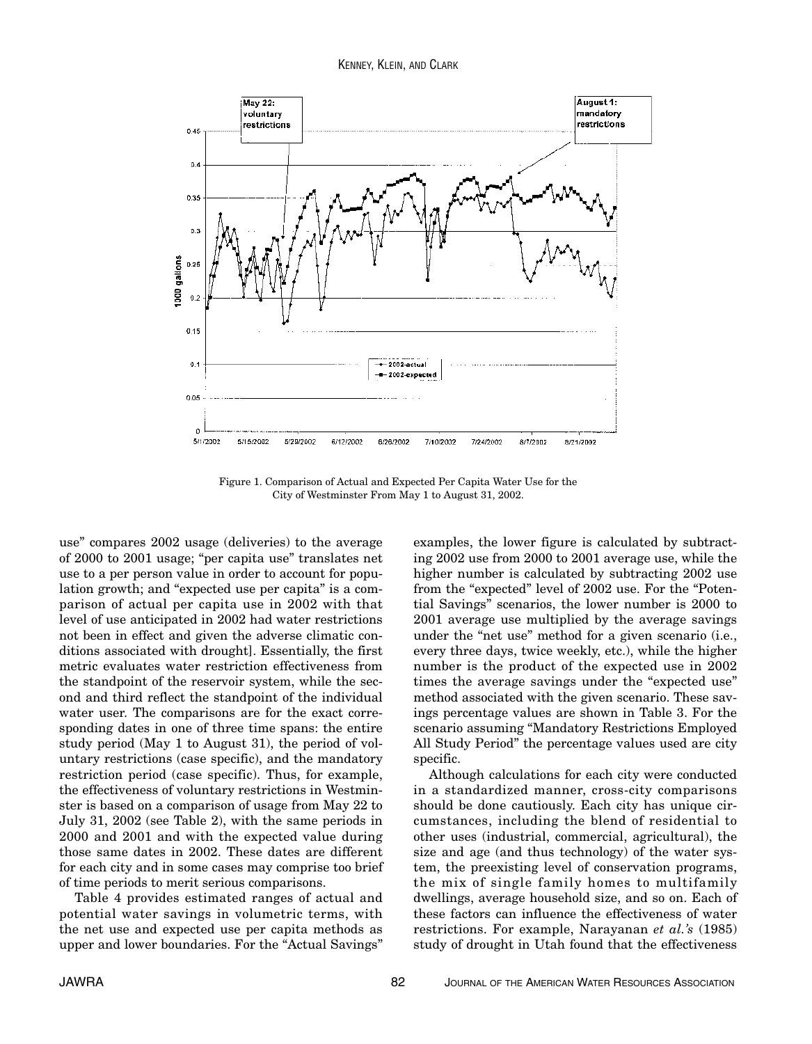Figure 1. Comparison of Actual and Expected Per Capita Water Use for the City of Westminster From May 1 to August 31, 2002.

use" compares 2002 usage (deliveries) to the average of 2000 to 2001 usage; "per capita use" translates net use to a per person value in order to account for population growth; and "expected use per capita" is a comparison of actual per capita use in 2002 with that level of use anticipated in 2002 had water restrictions not been in effect and given the adverse climatic conditions associated with drought]. Essentially, the first metric evaluates water restriction effectiveness from the standpoint of the reservoir system, while the second and third reflect the standpoint of the individual water user. The comparisons are for the exact corresponding dates in one of three time spans: the entire study period (May 1 to August 31), the period of voluntary restrictions (case specific), and the mandatory restriction period (case specific). Thus, for example, the effectiveness of voluntary restrictions in Westminster is based on a comparison of usage from May 22 to July 31, 2002 (see Table 2), with the same periods in 2000 and 2001 and with the expected value during those same dates in 2002. These dates are different for each city and in some cases may comprise too brief of time periods to merit serious comparisons.

Table 4 provides estimated ranges of actual and potential water savings in volumetric terms, with the net use and expected use per capita methods as upper and lower boundaries. For the "Actual Savings" examples, the lower figure is calculated by subtracting 2002 use from 2000 to 2001 average use, while the higher number is calculated by subtracting 2002 use from the "expected" level of 2002 use. For the "Potential Savings" scenarios, the lower number is 2000 to 2001 average use multiplied by the average savings under the "net use" method for a given scenario (i.e., every three days, twice weekly, etc.), while the higher number is the product of the expected use in 2002 times the average savings under the "expected use" method associated with the given scenario. These savings percentage values are shown in Table 3. For the scenario assuming "Mandatory Restrictions Employed All Study Period" the percentage values used are city specific.

Although calculations for each city were conducted in a standardized manner, cross-city comparisons should be done cautiously. Each city has unique circumstances, including the blend of residential to other uses (industrial, commercial, agricultural), the size and age (and thus technology) of the water system, the preexisting level of conservation programs, the mix of single family homes to multifamily dwellings, average household size, and so on. Each of these factors can influence the effectiveness of water restrictions. For example, Narayanan *et al.'s* (1985) study of drought in Utah found that the effectiveness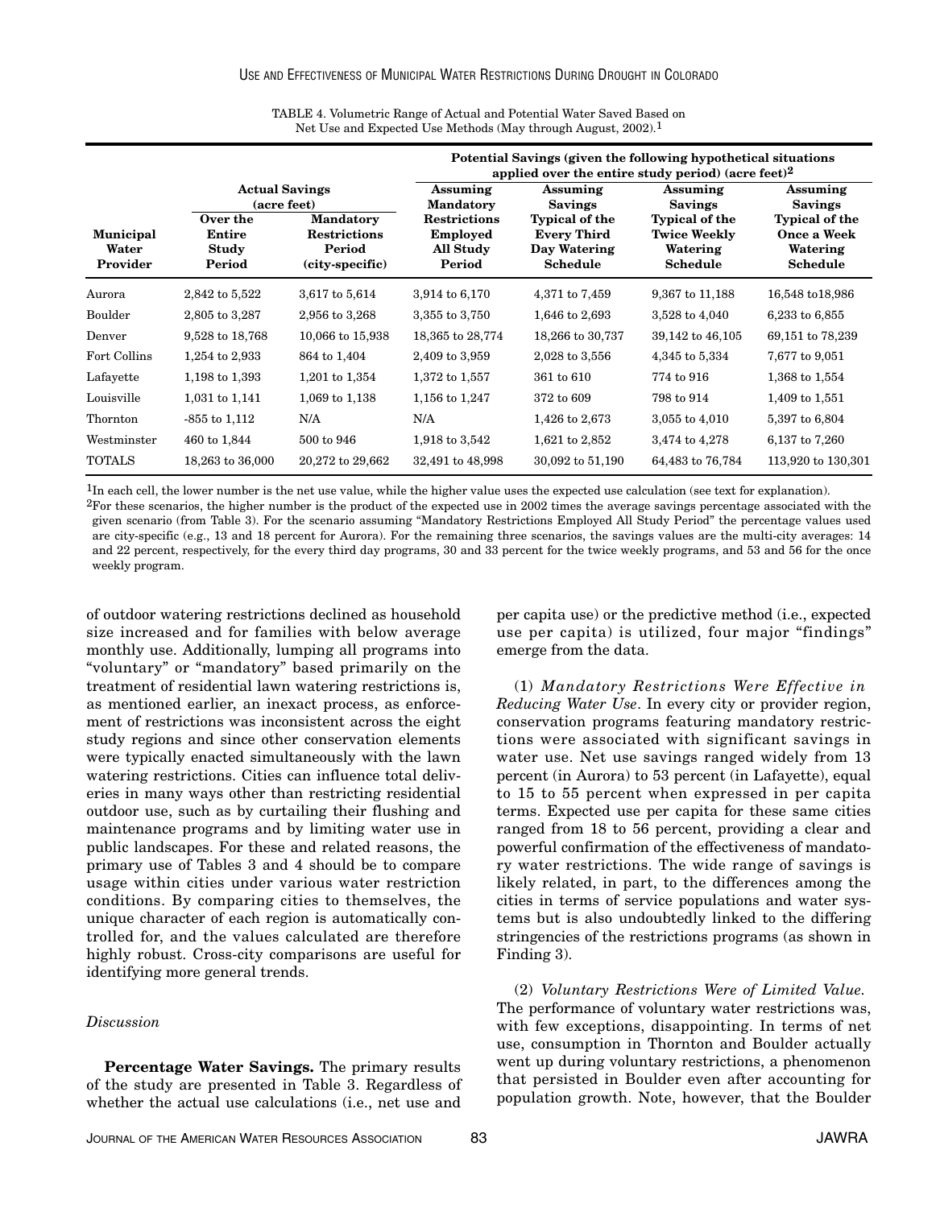TABLE 4. Volumetric Range of Actual and Potential Water Saved Based on Net Use and Expected Use Methods (May through August, 2002).[1]

| Municipal Water Provider | Actual Savings (acre feet) | | Potential Savings (given the following hypothetical situations applied over the entire study period) (acre feet)[2] | | | |
|---|---|---|---|---|---|---|
| | Over the Entire Study Period | Mandatory Restrictions Period (city-specific) | Assuming Mandatory Restrictions Employed All Study Period | Assuming Savings Typical of the Every Third Day Watering Schedule | Assuming Savings Typical of the Twice Weekly Watering Schedule | Assuming Savings Typical of the Once a Week Watering Schedule |
| Aurora | 2,842 to 5,522 | 3,617 to 5,614 | 3,914 to 6,170 | 4,371 to 7,459 | 9,367 to 11,188 | 16,548 to18,986 |
| Boulder | 2,805 to 3,287 | 2,956 to 3,268 | 3,355 to 3,750 | 1,646 to 2,693 | 3,528 to 4,040 | 6,233 to 6,855 |
| Denver | 9,528 to 18,768 | 10,066 to 15,938 | 18,365 to 28,774 | 18,266 to 30,737 | 39,142 to 46,105 | 69,151 to 78,239 |
| Fort Collins | 1,254 to 2,933 | 864 to 1,404 | 2,409 to 3,959 | 2,028 to 3,556 | 4,345 to 5,334 | 7,677 to 9,051 |
| Lafayette | 1,198 to 1,393 | 1,201 to 1,354 | 1,372 to 1,557 | 361 to 610 | 774 to 916 | 1,368 to 1,554 |
| Louisville | 1,031 to 1,141 | 1,069 to 1,138 | 1,156 to 1,247 | 372 to 609 | 798 to 914 | 1,409 to 1,551 |
| Thornton | -855 to 1,112 | N/A | N/A | 1,426 to 2,673 | 3,055 to 4,010 | 5,397 to 6,804 |
| Westminster | 460 to 1,844 | 500 to 946 | 1,918 to 3,542 | 1,621 to 2,852 | 3,474 to 4,278 | 6,137 to 7,260 |
| TOTALS | 18,263 to 36,000 | 20,272 to 29,662 | 32,491 to 48,998 | 30,092 to 51,190 | 64,483 to 76,784 | 113,920 to 130,301 |

[1]In each cell, the lower number is the net use value, while the higher value uses the expected use calculation (see text for explanation).

[2]For these scenarios, the higher number is the product of the expected use in 2002 times the average savings percentage associated with the given scenario (from Table 3). For the scenario assuming "Mandatory Restrictions Employed All Study Period" the percentage values used are city-specific (e.g., 13 and 18 percent for Aurora). For the remaining three scenarios, the savings values are the multi-city averages: 14 and 22 percent, respectively, for the every third day programs, 30 and 33 percent for the twice weekly programs, and 53 and 56 for the once weekly program.

of outdoor watering restrictions declined as household size increased and for families with below average monthly use. Additionally, lumping all programs into "voluntary" or "mandatory" based primarily on the treatment of residential lawn watering restrictions is, as mentioned earlier, an inexact process, as enforcement of restrictions was inconsistent across the eight study regions and since other conservation elements were typically enacted simultaneously with the lawn watering restrictions. Cities can influence total deliveries in many ways other than restricting residential outdoor use, such as by curtailing their flushing and maintenance programs and by limiting water use in public landscapes. For these and related reasons, the primary use of Tables 3 and 4 should be to compare usage within cities under various water restriction conditions. By comparing cities to themselves, the unique character of each region is automatically controlled for, and the values calculated are therefore highly robust. Cross-city comparisons are useful for identifying more general trends.

### *Discussion*

**Percentage Water Savings.** The primary results of the study are presented in Table 3. Regardless of whether the actual use calculations (i.e., net use and per capita use) or the predictive method (i.e., expected use per capita) is utilized, four major "findings" emerge from the data.

(1) *Mandatory Restrictions Were Effective in Reducing Water Use*. In every city or provider region, conservation programs featuring mandatory restrictions were associated with significant savings in water use. Net use savings ranged widely from 13 percent (in Aurora) to 53 percent (in Lafayette), equal to 15 to 55 percent when expressed in per capita terms. Expected use per capita for these same cities ranged from 18 to 56 percent, providing a clear and powerful confirmation of the effectiveness of mandatory water restrictions. The wide range of savings is likely related, in part, to the differences among the cities in terms of service populations and water systems but is also undoubtedly linked to the differing stringencies of the restrictions programs (as shown in Finding 3).

(2) *Voluntary Restrictions Were of Limited Value.* The performance of voluntary water restrictions was, with few exceptions, disappointing. In terms of net use, consumption in Thornton and Boulder actually went up during voluntary restrictions, a phenomenon that persisted in Boulder even after accounting for population growth. Note, however, that the Boulder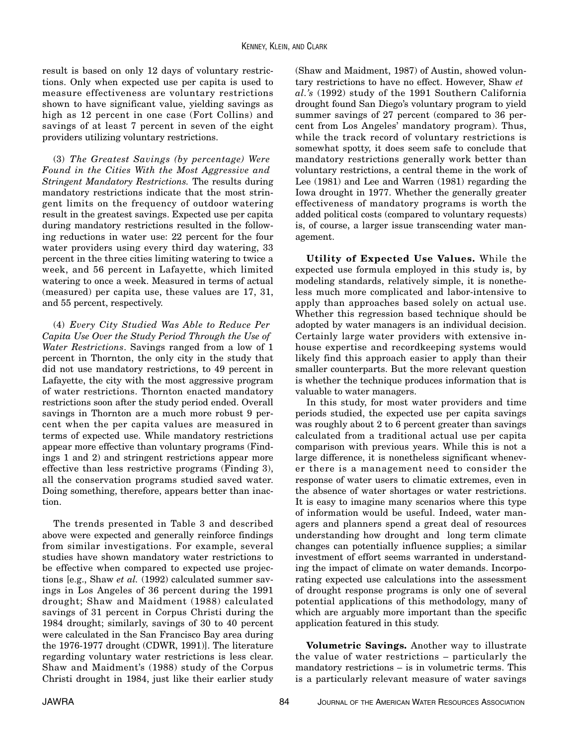result is based on only 12 days of voluntary restrictions. Only when expected use per capita is used to measure effectiveness are voluntary restrictions shown to have significant value, yielding savings as high as 12 percent in one case (Fort Collins) and savings of at least 7 percent in seven of the eight providers utilizing voluntary restrictions.

(3) *The Greatest Savings (by percentage) Were Found in the Cities With the Most Aggressive and Stringent Mandatory Restrictions.* The results during mandatory restrictions indicate that the most stringent limits on the frequency of outdoor watering result in the greatest savings. Expected use per capita during mandatory restrictions resulted in the following reductions in water use: 22 percent for the four water providers using every third day watering, 33 percent in the three cities limiting watering to twice a week, and 56 percent in Lafayette, which limited watering to once a week. Measured in terms of actual (measured) per capita use, these values are 17, 31, and 55 percent, respectively.

(4) *Every City Studied Was Able to Reduce Per Capita Use Over the Study Period Through the Use of Water Restrictions*. Savings ranged from a low of 1 percent in Thornton, the only city in the study that did not use mandatory restrictions, to 49 percent in Lafayette, the city with the most aggressive program of water restrictions. Thornton enacted mandatory restrictions soon after the study period ended. Overall savings in Thornton are a much more robust 9 percent when the per capita values are measured in terms of expected use. While mandatory restrictions appear more effective than voluntary programs (Findings 1 and 2) and stringent restrictions appear more effective than less restrictive programs (Finding 3), all the conservation programs studied saved water. Doing something, therefore, appears better than inaction.

The trends presented in Table 3 and described above were expected and generally reinforce findings from similar investigations. For example, several studies have shown mandatory water restrictions to be effective when compared to expected use projections [e.g., Shaw *et al.* (1992) calculated summer savings in Los Angeles of 36 percent during the 1991 drought; Shaw and Maidment (1988) calculated savings of 31 percent in Corpus Christi during the 1984 drought; similarly, savings of 30 to 40 percent were calculated in the San Francisco Bay area during the 1976-1977 drought (CDWR, 1991)]. The literature regarding voluntary water restrictions is less clear. Shaw and Maidment's (1988) study of the Corpus Christi drought in 1984, just like their earlier study (Shaw and Maidment, 1987) of Austin, showed voluntary restrictions to have no effect. However, Shaw *et al.'s* (1992) study of the 1991 Southern California drought found San Diego's voluntary program to yield summer savings of 27 percent (compared to 36 percent from Los Angeles' mandatory program). Thus, while the track record of voluntary restrictions is somewhat spotty, it does seem safe to conclude that mandatory restrictions generally work better than voluntary restrictions, a central theme in the work of Lee (1981) and Lee and Warren (1981) regarding the Iowa drought in 1977. Whether the generally greater effectiveness of mandatory programs is worth the added political costs (compared to voluntary requests) is, of course, a larger issue transcending water management.

**Utility of Expected Use Values.** While the expected use formula employed in this study is, by modeling standards, relatively simple, it is nonetheless much more complicated and labor-intensive to apply than approaches based solely on actual use. Whether this regression based technique should be adopted by water managers is an individual decision. Certainly large water providers with extensive in-house expertise and recordkeeping systems would likely find this approach easier to apply than their smaller counterparts. But the more relevant question is whether the technique produces information that is valuable to water managers.

In this study, for most water providers and time periods studied, the expected use per capita savings was roughly about 2 to 6 percent greater than savings calculated from a traditional actual use per capita comparison with previous years. While this is not a large difference, it is nonetheless significant whenever there is a management need to consider the response of water users to climatic extremes, even in the absence of water shortages or water restrictions. It is easy to imagine many scenarios where this type of information would be useful. Indeed, water managers and planners spend a great deal of resources understanding how drought and long term climate changes can potentially influence supplies; a similar investment of effort seems warranted in understanding the impact of climate on water demands. Incorporating expected use calculations into the assessment of drought response programs is only one of several potential applications of this methodology, many of which are arguably more important than the specific application featured in this study.

**Volumetric Savings.** Another way to illustrate the value of water restrictions – particularly the mandatory restrictions – is in volumetric terms. This is a particularly relevant measure of water savings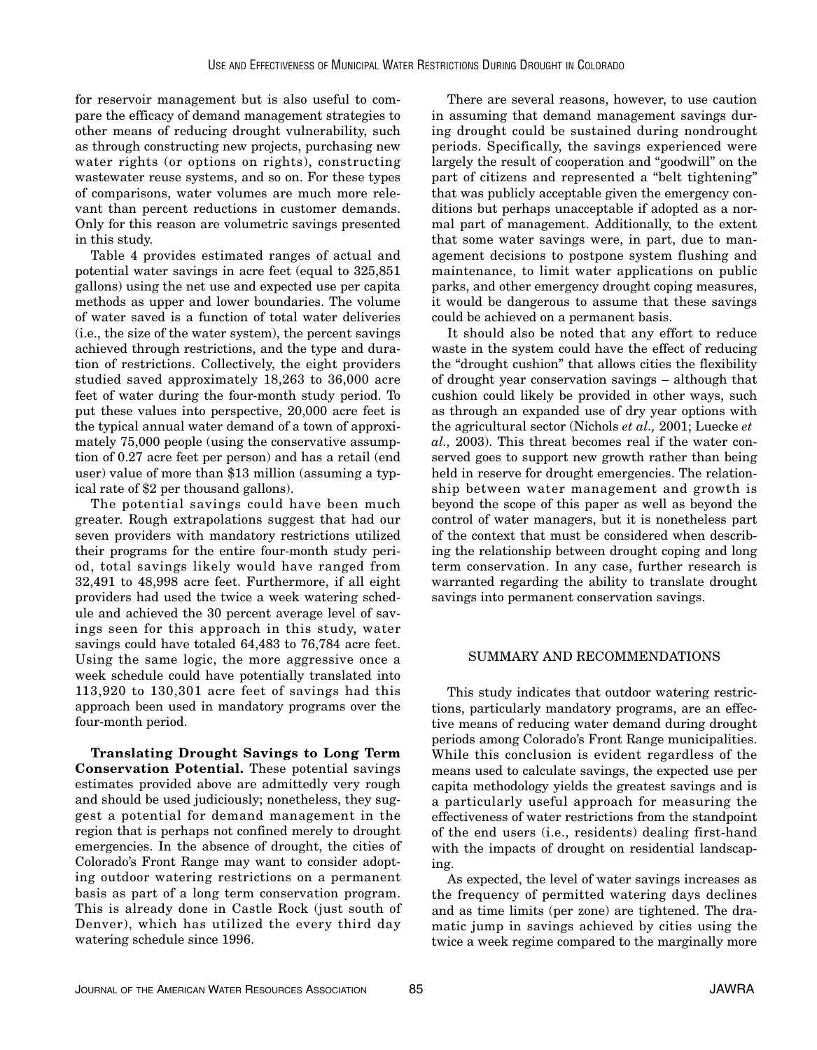for reservoir management but is also useful to compare the efficacy of demand management strategies to other means of reducing drought vulnerability, such as through constructing new projects, purchasing new water rights (or options on rights), constructing wastewater reuse systems, and so on. For these types of comparisons, water volumes are much more relevant than percent reductions in customer demands. Only for this reason are volumetric savings presented in this study.

Table 4 provides estimated ranges of actual and potential water savings in acre feet (equal to 325,851 gallons) using the net use and expected use per capita methods as upper and lower boundaries. The volume of water saved is a function of total water deliveries (i.e., the size of the water system), the percent savings achieved through restrictions, and the type and duration of restrictions. Collectively, the eight providers studied saved approximately 18,263 to 36,000 acre feet of water during the four-month study period. To put these values into perspective, 20,000 acre feet is the typical annual water demand of a town of approximately 75,000 people (using the conservative assumption of 0.27 acre feet per person) and has a retail (end user) value of more than $13 million (assuming a typical rate of $2 per thousand gallons).

The potential savings could have been much greater. Rough extrapolations suggest that had our seven providers with mandatory restrictions utilized their programs for the entire four-month study period, total savings likely would have ranged from 32,491 to 48,998 acre feet. Furthermore, if all eight providers had used the twice a week watering schedule and achieved the 30 percent average level of savings seen for this approach in this study, water savings could have totaled 64,483 to 76,784 acre feet. Using the same logic, the more aggressive once a week schedule could have potentially translated into 113,920 to 130,301 acre feet of savings had this approach been used in mandatory programs over the four-month period.

**Translating Drought Savings to Long Term Conservation Potential.** These potential savings estimates provided above are admittedly very rough and should be used judiciously; nonetheless, they suggest a potential for demand management in the region that is perhaps not confined merely to drought emergencies. In the absence of drought, the cities of Colorado's Front Range may want to consider adopting outdoor watering restrictions on a permanent basis as part of a long term conservation program. This is already done in Castle Rock (just south of Denver), which has utilized the every third day watering schedule since 1996.

There are several reasons, however, to use caution in assuming that demand management savings during drought could be sustained during nondrought periods. Specifically, the savings experienced were largely the result of cooperation and "goodwill" on the part of citizens and represented a "belt tightening" that was publicly acceptable given the emergency conditions but perhaps unacceptable if adopted as a normal part of management. Additionally, to the extent that some water savings were, in part, due to management decisions to postpone system flushing and maintenance, to limit water applications on public parks, and other emergency drought coping measures, it would be dangerous to assume that these savings could be achieved on a permanent basis.

It should also be noted that any effort to reduce waste in the system could have the effect of reducing the "drought cushion" that allows cities the flexibility of drought year conservation savings – although that cushion could likely be provided in other ways, such as through an expanded use of dry year options with the agricultural sector (Nichols *et al.,* 2001; Luecke *et al.,* 2003). This threat becomes real if the water conserved goes to support new growth rather than being held in reserve for drought emergencies. The relationship between water management and growth is beyond the scope of this paper as well as beyond the control of water managers, but it is nonetheless part of the context that must be considered when describing the relationship between drought coping and long term conservation. In any case, further research is warranted regarding the ability to translate drought savings into permanent conservation savings.

## SUMMARY AND RECOMMENDATIONS

This study indicates that outdoor watering restrictions, particularly mandatory programs, are an effective means of reducing water demand during drought periods among Colorado's Front Range municipalities. While this conclusion is evident regardless of the means used to calculate savings, the expected use per capita methodology yields the greatest savings and is a particularly useful approach for measuring the effectiveness of water restrictions from the standpoint of the end users (i.e., residents) dealing first-hand with the impacts of drought on residential landscaping.

As expected, the level of water savings increases as the frequency of permitted watering days declines and as time limits (per zone) are tightened. The dramatic jump in savings achieved by cities using the twice a week regime compared to the marginally more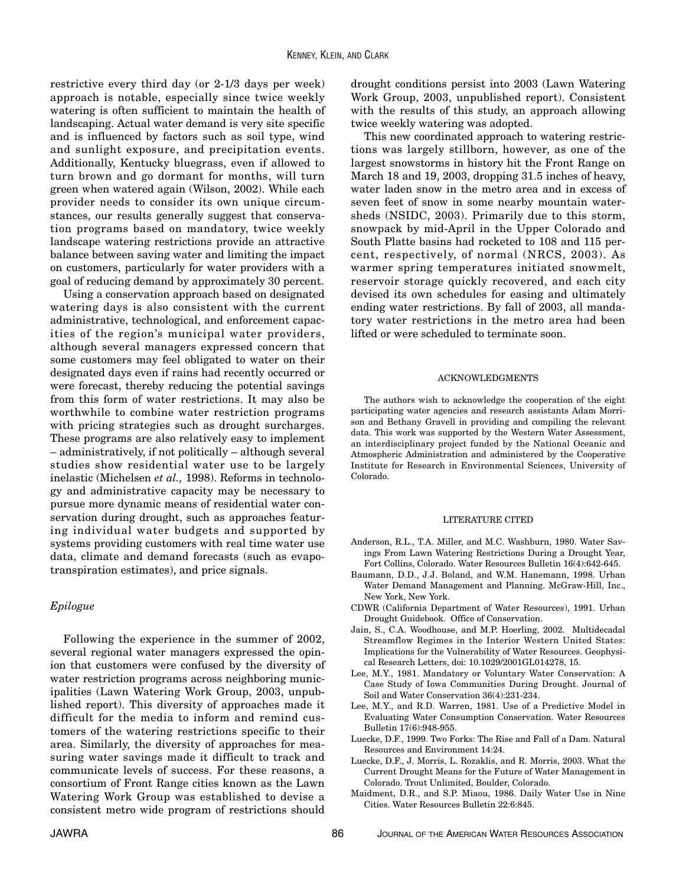restrictive every third day (or 2-1/3 days per week) approach is notable, especially since twice weekly watering is often sufficient to maintain the health of landscaping. Actual water demand is very site specific and is influenced by factors such as soil type, wind and sunlight exposure, and precipitation events. Additionally, Kentucky bluegrass, even if allowed to turn brown and go dormant for months, will turn green when watered again (Wilson, 2002). While each provider needs to consider its own unique circumstances, our results generally suggest that conservation programs based on mandatory, twice weekly landscape watering restrictions provide an attractive balance between saving water and limiting the impact on customers, particularly for water providers with a goal of reducing demand by approximately 30 percent.

Using a conservation approach based on designated watering days is also consistent with the current administrative, technological, and enforcement capacities of the region's municipal water providers, although several managers expressed concern that some customers may feel obligated to water on their designated days even if rains had recently occurred or were forecast, thereby reducing the potential savings from this form of water restrictions. It may also be worthwhile to combine water restriction programs with pricing strategies such as drought surcharges. These programs are also relatively easy to implement – administratively, if not politically – although several studies show residential water use to be largely inelastic (Michelsen *et al.,* 1998). Reforms in technology and administrative capacity may be necessary to pursue more dynamic means of residential water conservation during drought, such as approaches featuring individual water budgets and supported by systems providing customers with real time water use data, climate and demand forecasts (such as evapotranspiration estimates), and price signals.

### *Epilogue*

Following the experience in the summer of 2002, several regional water managers expressed the opinion that customers were confused by the diversity of water restriction programs across neighboring municipalities (Lawn Watering Work Group, 2003, unpublished report). This diversity of approaches made it difficult for the media to inform and remind customers of the watering restrictions specific to their area. Similarly, the diversity of approaches for measuring water savings made it difficult to track and communicate levels of success. For these reasons, a consortium of Front Range cities known as the Lawn Watering Work Group was established to devise a consistent metro wide program of restrictions should drought conditions persist into 2003 (Lawn Watering Work Group, 2003, unpublished report). Consistent with the results of this study, an approach allowing twice weekly watering was adopted.

This new coordinated approach to watering restrictions was largely stillborn, however, as one of the largest snowstorms in history hit the Front Range on March 18 and 19, 2003, dropping 31.5 inches of heavy, water laden snow in the metro area and in excess of seven feet of snow in some nearby mountain watersheds (NSIDC, 2003). Primarily due to this storm, snowpack by mid-April in the Upper Colorado and South Platte basins had rocketed to 108 and 115 percent, respectively, of normal (NRCS, 2003). As warmer spring temperatures initiated snowmelt, reservoir storage quickly recovered, and each city devised its own schedules for easing and ultimately ending water restrictions. By fall of 2003, all mandatory water restrictions in the metro area had been lifted or were scheduled to terminate soon.

## ACKNOWLEDGMENTS

The authors wish to acknowledge the cooperation of the eight participating water agencies and research assistants Adam Morrison and Bethany Gravell in providing and compiling the relevant data. This work was supported by the Western Water Assessment, an interdisciplinary project funded by the National Oceanic and Atmospheric Administration and administered by the Cooperative Institute for Research in Environmental Sciences, University of Colorado.

## LITERATURE CITED

- Anderson, R.L., T.A. Miller, and M.C. Washburn, 1980. Water Savings From Lawn Watering Restrictions During a Drought Year, Fort Collins, Colorado. Water Resources Bulletin 16(4):642-645.
- Baumann, D.D., J.J. Boland, and W.M. Hanemann, 1998. Urban Water Demand Management and Planning. McGraw-Hill, Inc., New York, New York.
- CDWR (California Department of Water Resources), 1991. Urban Drought Guidebook. Office of Conservation.
- Jain, S., C.A. Woodhouse, and M.P. Hoerling, 2002. Multidecadal Streamflow Regimes in the Interior Western United States: Implications for the Vulnerability of Water Resources. Geophysical Research Letters, doi: 10.1029/2001GL014278, 15.
- Lee, M.Y., 1981. Mandatory or Voluntary Water Conservation: A Case Study of Iowa Communities During Drought. Journal of Soil and Water Conservation 36(4):231-234.
- Lee, M.Y., and R.D. Warren, 1981. Use of a Predictive Model in Evaluating Water Consumption Conservation. Water Resources Bulletin 17(6):948-955.
- Luecke, D.F., 1999. Two Forks: The Rise and Fall of a Dam. Natural Resources and Environment 14:24.
- Luecke, D.F., J. Morris, L. Rozaklis, and R. Morris, 2003. What the Current Drought Means for the Future of Water Management in Colorado. Trout Unlimited, Boulder, Colorado.
- Maidment, D.R., and S.P. Miaou, 1986. Daily Water Use in Nine Cities. Water Resources Bulletin 22:6:845.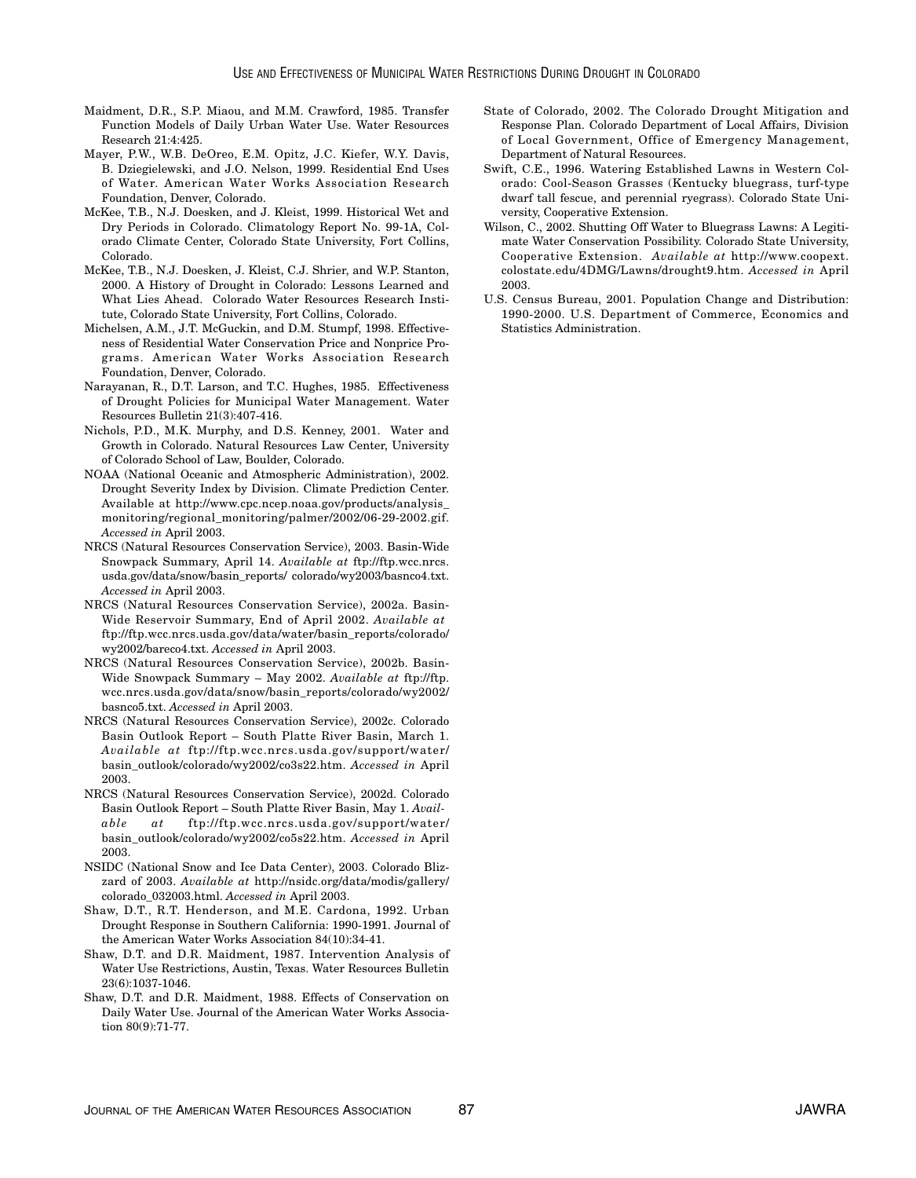Maidment, D.R., S.P. Miaou, and M.M. Crawford, 1985. Transfer Function Models of Daily Urban Water Use. Water Resources Research 21:4:425.

Mayer, P.W., W.B. DeOreo, E.M. Opitz, J.C. Kiefer, W.Y. Davis, B. Dziegielewski, and J.O. Nelson, 1999. Residential End Uses of Water. American Water Works Association Research Foundation, Denver, Colorado.

McKee, T.B., N.J. Doesken, and J. Kleist, 1999. Historical Wet and Dry Periods in Colorado. Climatology Report No. 99-1A, Colorado Climate Center, Colorado State University, Fort Collins, Colorado.

McKee, T.B., N.J. Doesken, J. Kleist, C.J. Shrier, and W.P. Stanton, 2000. A History of Drought in Colorado: Lessons Learned and What Lies Ahead. Colorado Water Resources Research Institute, Colorado State University, Fort Collins, Colorado.

Michelsen, A.M., J.T. McGuckin, and D.M. Stumpf, 1998. Effectiveness of Residential Water Conservation Price and Nonprice Programs. American Water Works Association Research Foundation, Denver, Colorado.

Narayanan, R., D.T. Larson, and T.C. Hughes, 1985. Effectiveness of Drought Policies for Municipal Water Management. Water Resources Bulletin 21(3):407-416.

Nichols, P.D., M.K. Murphy, and D.S. Kenney, 2001. Water and Growth in Colorado. Natural Resources Law Center, University of Colorado School of Law, Boulder, Colorado.

NOAA (National Oceanic and Atmospheric Administration), 2002. Drought Severity Index by Division. Climate Prediction Center. Available at http://www.cpc.ncep.noaa.gov/products/analysis_monitoring/regional_monitoring/palmer/2002/06-29-2002.gif. *Accessed in* April 2003.

NRCS (Natural Resources Conservation Service), 2003. Basin-Wide Snowpack Summary, April 14. *Available at* ftp://ftp.wcc.nrcs.usda.gov/data/snow/basin_reports/ colorado/wy2003/basnco4.txt. *Accessed in* April 2003.

NRCS (Natural Resources Conservation Service), 2002a. Basin-Wide Reservoir Summary, End of April 2002. *Available at* ftp://ftp.wcc.nrcs.usda.gov/data/water/basin_reports/colorado/wy2002/bareco4.txt. *Accessed in* April 2003.

NRCS (Natural Resources Conservation Service), 2002b. Basin-Wide Snowpack Summary – May 2002. *Available at* ftp://ftp.wcc.nrcs.usda.gov/data/snow/basin_reports/colorado/wy2002/basnco5.txt. *Accessed in* April 2003.

NRCS (Natural Resources Conservation Service), 2002c. Colorado Basin Outlook Report – South Platte River Basin, March 1. *Available at* ftp://ftp.wcc.nrcs.usda.gov/support/water/basin_outlook/colorado/wy2002/co3s22.htm. *Accessed in* April 2003.

NRCS (Natural Resources Conservation Service), 2002d. Colorado Basin Outlook Report – South Platte River Basin, May 1. *Available at* ftp://ftp.wcc.nrcs.usda.gov/support/water/basin_outlook/colorado/wy2002/co5s22.htm. *Accessed in* April 2003.

NSIDC (National Snow and Ice Data Center), 2003. Colorado Blizzard of 2003. *Available at* http://nsidc.org/data/modis/gallery/colorado_032003.html. *Accessed in* April 2003.

Shaw, D.T., R.T. Henderson, and M.E. Cardona, 1992. Urban Drought Response in Southern California: 1990-1991. Journal of the American Water Works Association 84(10):34-41.

Shaw, D.T. and D.R. Maidment, 1987. Intervention Analysis of Water Use Restrictions, Austin, Texas. Water Resources Bulletin 23(6):1037-1046.

Shaw, D.T. and D.R. Maidment, 1988. Effects of Conservation on Daily Water Use. Journal of the American Water Works Association 80(9):71-77.

State of Colorado, 2002. The Colorado Drought Mitigation and Response Plan. Colorado Department of Local Affairs, Division of Local Government, Office of Emergency Management, Department of Natural Resources.

Swift, C.E., 1996. Watering Established Lawns in Western Colorado: Cool-Season Grasses (Kentucky bluegrass, turf-type dwarf tall fescue, and perennial ryegrass). Colorado State University, Cooperative Extension.

Wilson, C., 2002. Shutting Off Water to Bluegrass Lawns: A Legitimate Water Conservation Possibility. Colorado State University, Cooperative Extension. *Available at* http://www.coopext.colostate.edu/4DMG/Lawns/drought9.htm. *Accessed in* April 2003.

U.S. Census Bureau, 2001. Population Change and Distribution: 1990-2000. U.S. Department of Commerce, Economics and Statistics Administration.